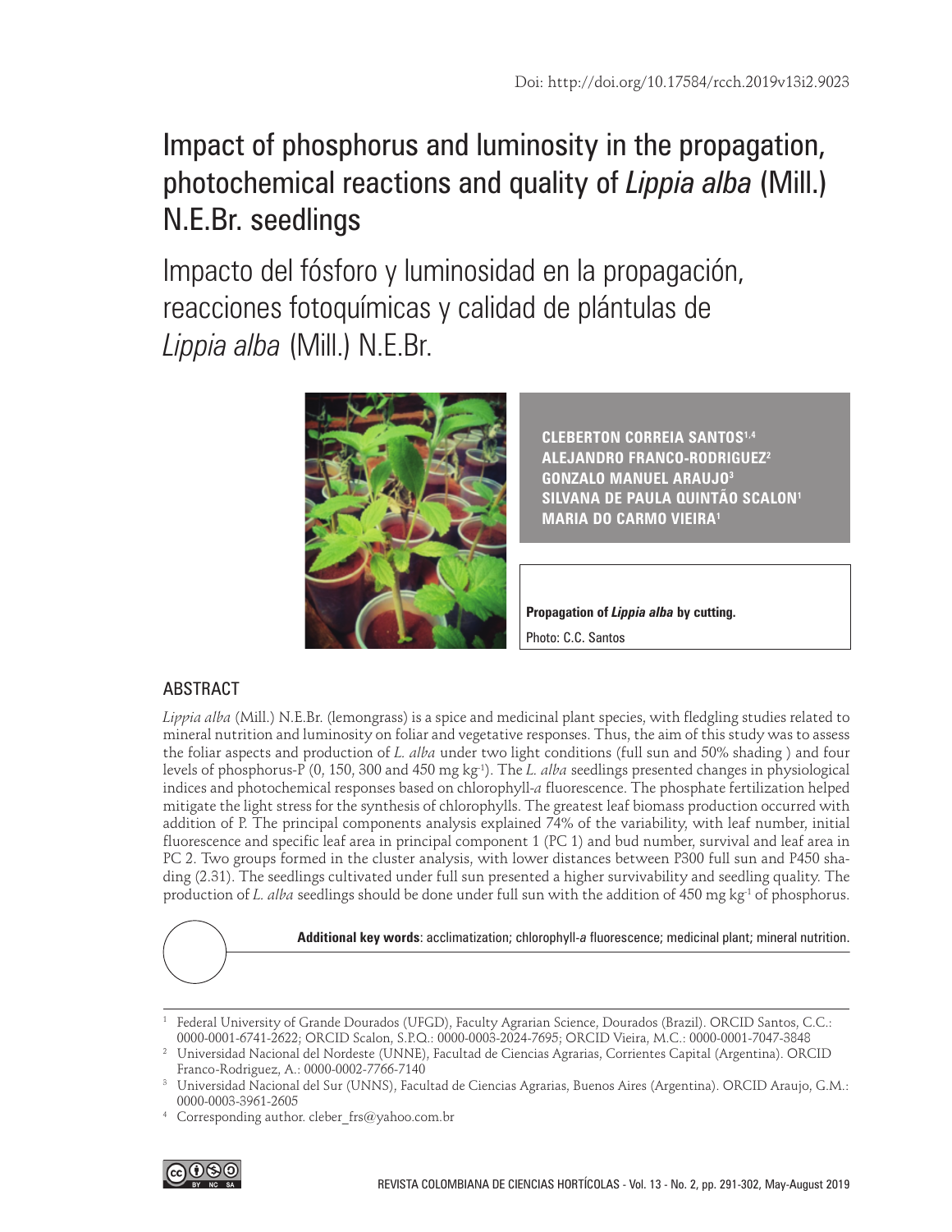Doi: http://doi.org/10.17584/rcch.2019v13i2.9023

# Impact of phosphorus and luminosity in the propagation, photochemical reactions and quality of *Lippia alba* (Mill.) N.E.Br. seedlings

# Impacto del fósforo y luminosidad en la propagación, reacciones fotoquímicas y calidad de plántulas de *Lippia alba* (Mill.) N.E.Br.

**CLEBERTON CORREIA SANTOS[1,4]**
**ALEJANDRO FRANCO-RODRIGUEZ[2]**
**GONZALO MANUEL ARAUJO[3]**
**SILVANA DE PAULA QUINTÃO SCALON[1]**
**MARIA DO CARMO VIEIRA[1]**

**Propagation of *Lippia alba* by cutting.**
Photo: C.C. Santos

## ABSTRACT

*Lippia alba* (Mill.) N.E.Br. (lemongrass) is a spice and medicinal plant species, with fledgling studies related to mineral nutrition and luminosity on foliar and vegetative responses. Thus, the aim of this study was to assess the foliar aspects and production of *L. alba* under two light conditions (full sun and 50% shading ) and four levels of phosphorus-P (0, 150, 300 and 450 mg kg$^{-1}$). The *L. alba* seedlings presented changes in physiological indices and photochemical responses based on chlorophyll-*a* fluorescence. The phosphate fertilization helped mitigate the light stress for the synthesis of chlorophylls. The greatest leaf biomass production occurred with addition of P. The principal components analysis explained 74% of the variability, with leaf number, initial fluorescence and specific leaf area in principal component 1 (PC 1) and bud number, survival and leaf area in PC 2. Two groups formed in the cluster analysis, with lower distances between P300 full sun and P450 shading (2.31). The seedlings cultivated under full sun presented a higher survivability and seedling quality. The production of *L. alba* seedlings should be done under full sun with the addition of 450 mg kg$^{-1}$ of phosphorus.

**Additional key words**: acclimatization; chlorophyll-*a* fluorescence; medicinal plant; mineral nutrition.

[1] Federal University of Grande Dourados (UFGD), Faculty Agrarian Science, Dourados (Brazil). ORCID Santos, C.C.: 0000-0001-6741-2622; ORCID Scalon, S.P.Q.: 0000-0003-2024-7695; ORCID Vieira, M.C.: 0000-0001-7047-3848

[2] Universidad Nacional del Nordeste (UNNE), Facultad de Ciencias Agrarias, Corrientes Capital (Argentina). ORCID Franco-Rodriguez, A.: 0000-0002-7766-7140

[3] Universidad Nacional del Sur (UNNS), Facultad de Ciencias Agrarias, Buenos Aires (Argentina). ORCID Araujo, G.M.: 0000-0003-3961-2605

[4] Corresponding author. cleber_frs@yahoo.com.br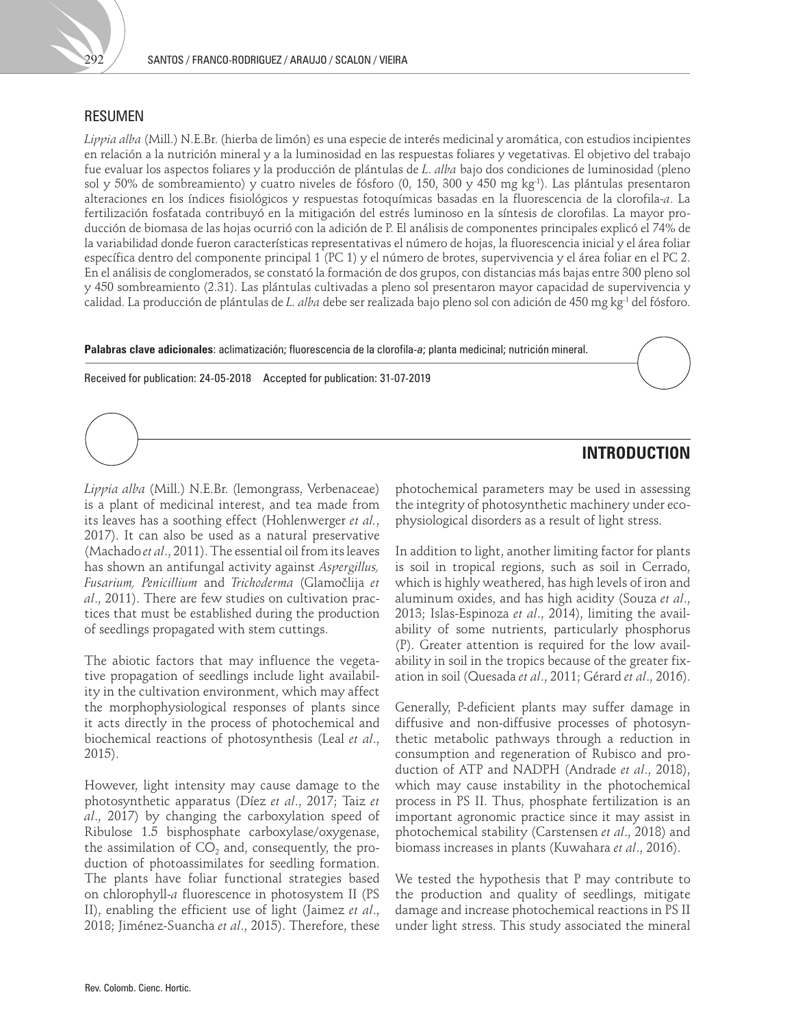## RESUMEN

*Lippia alba* (Mill.) N.E.Br. (hierba de limón) es una especie de interés medicinal y aromática, con estudios incipientes en relación a la nutrición mineral y a la luminosidad en las respuestas foliares y vegetativas. El objetivo del trabajo fue evaluar los aspectos foliares y la producción de plántulas de *L. alba* bajo dos condiciones de luminosidad (pleno sol y 50% de sombreamiento) y cuatro niveles de fósforo (0, 150, 300 y 450 mg $kg^{-1}$). Las plántulas presentaron alteraciones en los índices fisiológicos y respuestas fotoquímicas basadas en la fluorescencia de la clorofila-*a*. La fertilización fosfatada contribuyó en la mitigación del estrés luminoso en la síntesis de clorofilas. La mayor producción de biomasa de las hojas ocurrió con la adición de P. El análisis de componentes principales explicó el 74% de la variabilidad donde fueron características representativas el número de hojas, la fluorescencia inicial y el área foliar específica dentro del componente principal 1 (PC 1) y el número de brotes, supervivencia y el área foliar en el PC 2. En el análisis de conglomerados, se constató la formación de dos grupos, con distancias más bajas entre 300 pleno sol y 450 sombreamiento (2.31). Las plántulas cultivadas a pleno sol presentaron mayor capacidad de supervivencia y calidad. La producción de plántulas de *L. alba* debe ser realizada bajo pleno sol con adición de 450 mg $kg^{-1}$ del fósforo.

**Palabras clave adicionales**: aclimatización; fluorescencia de la clorofila-*a*; planta medicinal; nutrición mineral.

Received for publication: 24-05-2018 Accepted for publication: 31-07-2019

## INTRODUCTION

*Lippia alba* (Mill.) N.E.Br. (lemongrass, Verbenaceae) is a plant of medicinal interest, and tea made from its leaves has a soothing effect (Hohlenwerger *et al*., 2017). It can also be used as a natural preservative (Machado *et al*., 2011). The essential oil from its leaves has shown an antifungal activity against *Aspergillus, Fusarium, Penicillium* and *Trichoderma* (Glamočlija *et al*., 2011). There are few studies on cultivation practices that must be established during the production of seedlings propagated with stem cuttings.

The abiotic factors that may influence the vegetative propagation of seedlings include light availability in the cultivation environment, which may affect the morphophysiological responses of plants since it acts directly in the process of photochemical and biochemical reactions of photosynthesis (Leal *et al*., 2015).

However, light intensity may cause damage to the photosynthetic apparatus (Díez *et al*., 2017; Taiz *et al*., 2017) by changing the carboxylation speed of Ribulose 1.5 bisphosphate carboxylase/oxygenase, the assimilation of $CO_2$ and, consequently, the production of photoassimilates for seedling formation. The plants have foliar functional strategies based on chlorophyll-*a* fluorescence in photosystem II (PS II), enabling the efficient use of light (Jaimez *et al*., 2018; Jiménez-Suancha *et al*., 2015). Therefore, these photochemical parameters may be used in assessing the integrity of photosynthetic machinery under ecophysiological disorders as a result of light stress.

In addition to light, another limiting factor for plants is soil in tropical regions, such as soil in Cerrado, which is highly weathered, has high levels of iron and aluminum oxides, and has high acidity (Souza *et al*., 2013; Islas-Espinoza *et al*., 2014), limiting the availability of some nutrients, particularly phosphorus (P). Greater attention is required for the low availability in soil in the tropics because of the greater fixation in soil (Quesada *et al*., 2011; Gérard *et al*., 2016).

Generally, P-deficient plants may suffer damage in diffusive and non-diffusive processes of photosynthetic metabolic pathways through a reduction in consumption and regeneration of Rubisco and production of ATP and NADPH (Andrade *et al*., 2018), which may cause instability in the photochemical process in PS II. Thus, phosphate fertilization is an important agronomic practice since it may assist in photochemical stability (Carstensen *et al*., 2018) and biomass increases in plants (Kuwahara *et al*., 2016).

We tested the hypothesis that P may contribute to the production and quality of seedlings, mitigate damage and increase photochemical reactions in PS II under light stress. This study associated the mineral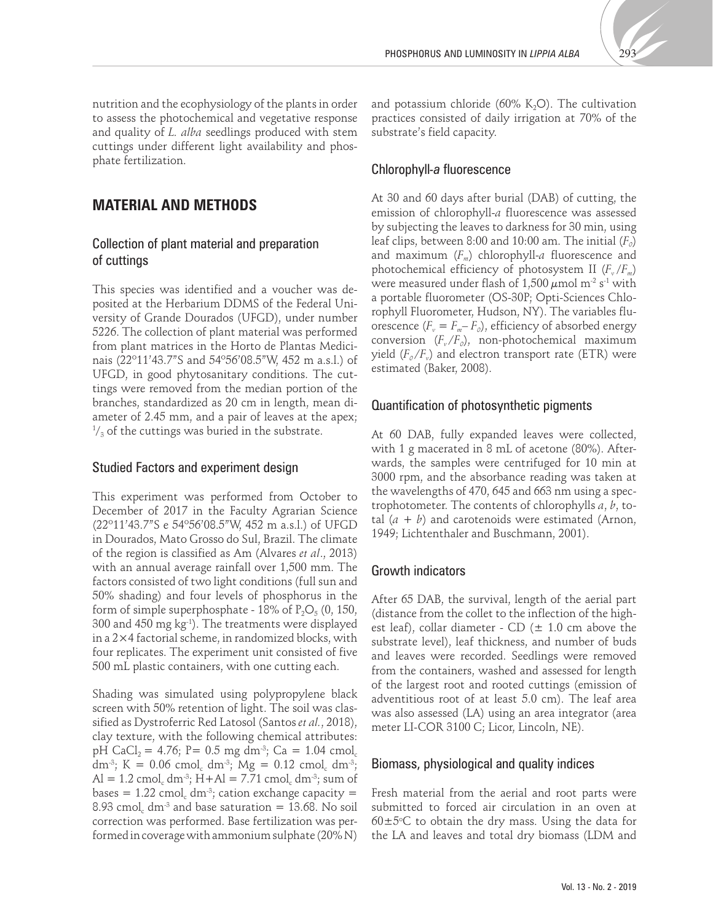nutrition and the ecophysiology of the plants in order to assess the photochemical and vegetative response and quality of *L. alba* seedlings produced with stem cuttings under different light availability and phosphate fertilization.

## MATERIAL AND METHODS

### Collection of plant material and preparation of cuttings

This species was identified and a voucher was deposited at the Herbarium DDMS of the Federal University of Grande Dourados (UFGD), under number 5226. The collection of plant material was performed from plant matrices in the Horto de Plantas Medicinais (22°11'43.7"S and 54°56'08.5"W, 452 m a.s.l.) of UFGD, in good phytosanitary conditions. The cuttings were removed from the median portion of the branches, standardized as 20 cm in length, mean diameter of 2.45 mm, and a pair of leaves at the apex; $^{1}/_{3}$ of the cuttings was buried in the substrate.

### Studied Factors and experiment design

This experiment was performed from October to December of 2017 in the Faculty Agrarian Science (22°11'43.7"S e 54°56'08.5"W, 452 m a.s.l.) of UFGD in Dourados, Mato Grosso do Sul, Brazil. The climate of the region is classified as Am (Alvares *et al.*, 2013) with an annual average rainfall over 1,500 mm. The factors consisted of two light conditions (full sun and 50% shading) and four levels of phosphorus in the form of simple superphosphate - 18% of $P_2O_5$ (0, 150, 300 and 450 mg kg$^{-1}$). The treatments were displayed in a 2×4 factorial scheme, in randomized blocks, with four replicates. The experiment unit consisted of five 500 mL plastic containers, with one cutting each.

Shading was simulated using polypropylene black screen with 50% retention of light. The soil was classified as Dystroferric Red Latosol (Santos *et al.*, 2018), clay texture, with the following chemical attributes: pH $CaCl_2$ = 4.76; P= 0.5 mg dm$^{-3}$; Ca = 1.04 cmol$_c$ dm$^{-3}$; K = 0.06 cmol$_c$ dm$^{-3}$; Mg = 0.12 cmol$_c$ dm$^{-3}$; Al = 1.2 cmol$_c$ dm$^{-3}$; H+Al = 7.71 cmol$_c$ dm$^{-3}$; sum of bases = 1.22 cmol$_c$ dm$^{-3}$; cation exchange capacity = 8.93 cmol$_c$ dm$^{-3}$ and base saturation = 13.68. No soil correction was performed. Base fertilization was performed in coverage with ammonium sulphate (20% N) and potassium chloride (60% $K_2O$). The cultivation practices consisted of daily irrigation at 70% of the substrate's field capacity.

### Chlorophyll-*a* fluorescence

At 30 and 60 days after burial (DAB) of cutting, the emission of chlorophyll-*a* fluorescence was assessed by subjecting the leaves to darkness for 30 min, using leaf clips, between 8:00 and 10:00 am. The initial ($F_0$) and maximum ($F_m$) chlorophyll-*a* fluorescence and photochemical efficiency of photosystem II ($F_v/F_m$) were measured under flash of 1,500 $\mu$mol m$^{-2}$ s$^{-1}$ with a portable fluorometer (OS-30P; Opti-Sciences Chlorophyll Fluorometer, Hudson, NY). The variables fluorescence ($F_v = F_m - F_0$), efficiency of absorbed energy conversion ($F_v/F_0$), non-photochemical maximum yield ($F_0/F_v$) and electron transport rate (ETR) were estimated (Baker, 2008).

### Quantification of photosynthetic pigments

At 60 DAB, fully expanded leaves were collected, with 1 g macerated in 8 mL of acetone (80%). Afterwards, the samples were centrifuged for 10 min at 3000 rpm, and the absorbance reading was taken at the wavelengths of 470, 645 and 663 nm using a spectrophotometer. The contents of chlorophylls *a*, *b*, total (*a* + *b*) and carotenoids were estimated (Arnon, 1949; Lichtenthaler and Buschmann, 2001).

### Growth indicators

After 65 DAB, the survival, length of the aerial part (distance from the collet to the inflection of the highest leaf), collar diameter - CD (± 1.0 cm above the substrate level), leaf thickness, and number of buds and leaves were recorded. Seedlings were removed from the containers, washed and assessed for length of the largest root and rooted cuttings (emission of adventitious root of at least 5.0 cm). The leaf area was also assessed (LA) using an area integrator (area meter LI-COR 3100 C; Licor, Lincoln, NE).

### Biomass, physiological and quality indices

Fresh material from the aerial and root parts were submitted to forced air circulation in an oven at 60±5°C to obtain the dry mass. Using the data for the LA and leaves and total dry biomass (LDM and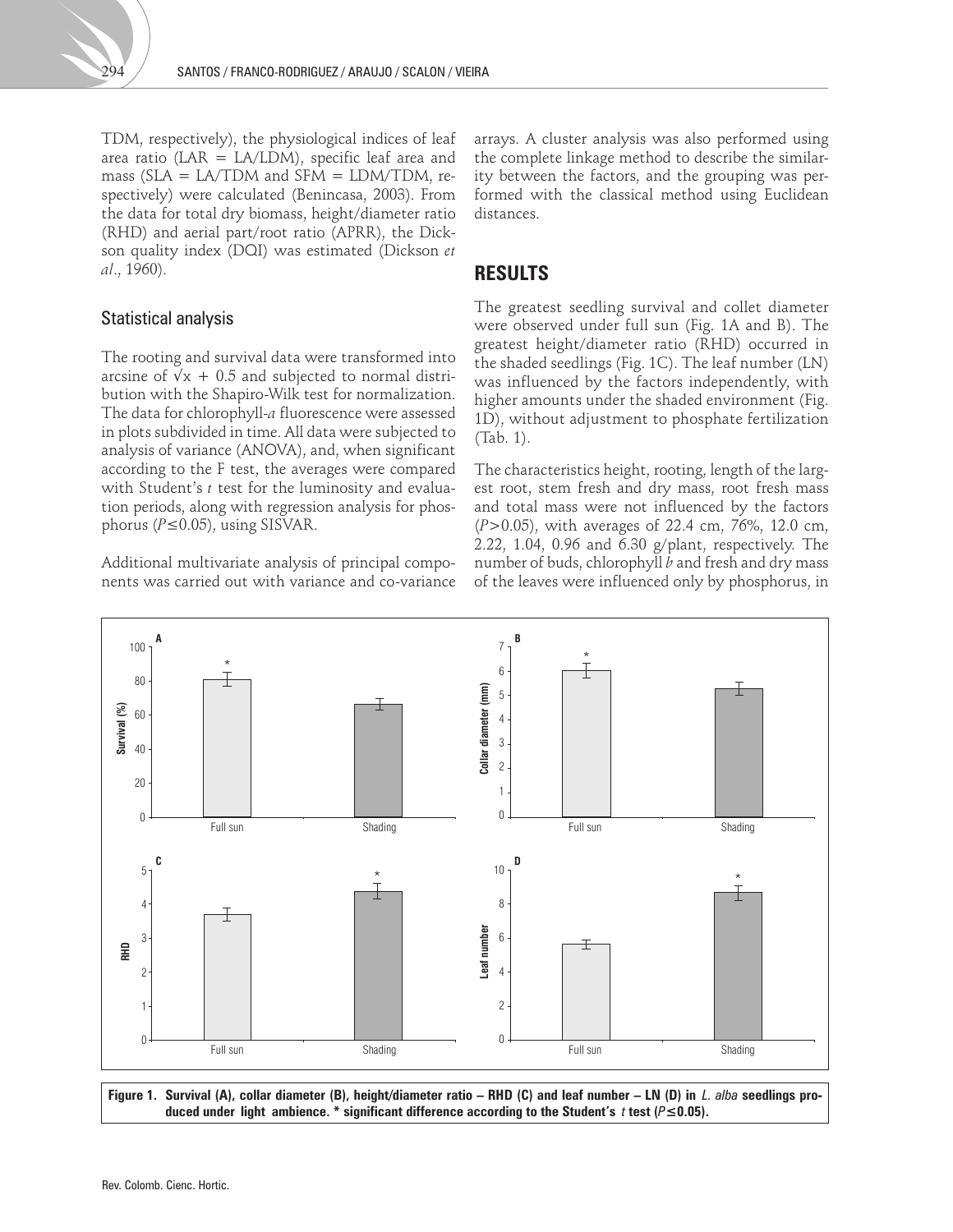TDM, respectively), the physiological indices of leaf area ratio (LAR = LA/LDM), specific leaf area and mass (SLA = LA/TDM and SFM = LDM/TDM, respectively) were calculated (Benincasa, 2003). From the data for total dry biomass, height/diameter ratio (RHD) and aerial part/root ratio (APRR), the Dickson quality index (DQI) was estimated (Dickson *et al*., 1960).

### Statistical analysis

The rooting and survival data were transformed into arcsine of $\sqrt{x + 0.5}$ and subjected to normal distribution with the Shapiro-Wilk test for normalization. The data for chlorophyll-*a* fluorescence were assessed in plots subdivided in time. All data were subjected to analysis of variance (ANOVA), and, when significant according to the F test, the averages were compared with Student's *t* test for the luminosity and evaluation periods, along with regression analysis for phosphorus ($P \leq 0.05$), using SISVAR.

Additional multivariate analysis of principal components was carried out with variance and co-variance arrays. A cluster analysis was also performed using the complete linkage method to describe the similarity between the factors, and the grouping was performed with the classical method using Euclidean distances.

## RESULTS

The greatest seedling survival and collet diameter were observed under full sun (Fig. 1A and B). The greatest height/diameter ratio (RHD) occurred in the shaded seedlings (Fig. 1C). The leaf number (LN) was influenced by the factors independently, with higher amounts under the shaded environment (Fig. 1D), without adjustment to phosphate fertilization (Tab. 1).

The characteristics height, rooting, length of the largest root, stem fresh and dry mass, root fresh mass and total mass were not influenced by the factors ($P > 0.05$), with averages of 22.4 cm, 76%, 12.0 cm, 2.22, 1.04, 0.96 and 6.30 g/plant, respectively. The number of buds, chlorophyll *b* and fresh and dry mass of the leaves were influenced only by phosphorus, in

**Figure 1. Survival (A), collar diameter (B), height/diameter ratio – RHD (C) and leaf number – LN (D) in *L. alba* seedlings produced under light ambience. * significant difference according to the Student's *t* test ($P \leq 0.05$).**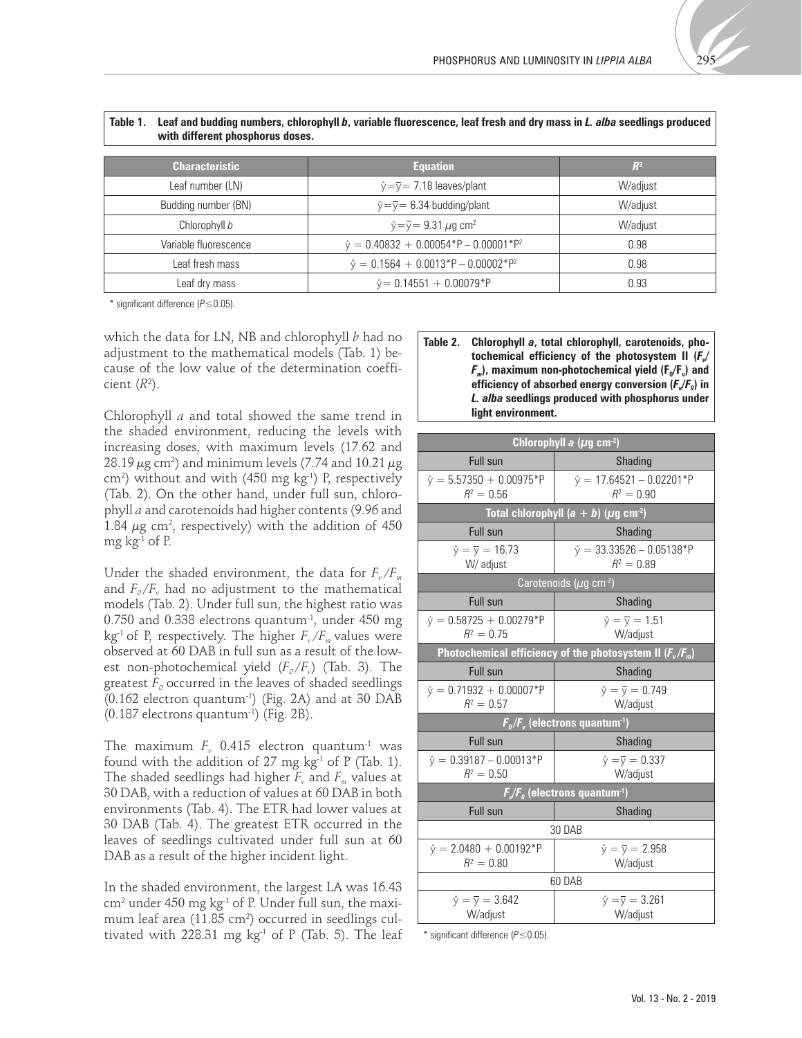**Table 1. Leaf and budding numbers, chlorophyll *b*, variable fluorescence, leaf fresh and dry mass in *L. alba* seedlings produced with different phosphorus doses.**

| Characteristic | Equation | $R^2$ |
|---|---|---|
| Leaf number (LN) | $\hat{y}=\overline{y}=$ 7.18 leaves/plant | W/adjust |
| Budding number (BN) | $\hat{y}=\overline{y}=$ 6.34 budding/plant | W/adjust |
| Chlorophyll *b* | $\hat{y}=\overline{y}=$ 9.31 $\mu$g cm$^2$ | W/adjust |
| Variable fluorescence | $\hat{y} = 0.40832 + 0.00054^*P - 0.00001^*P^2$ | 0.98 |
| Leaf fresh mass | $\hat{y} = 0.1564 + 0.0013^*P - 0.00002^*P^2$ | 0.98 |
| Leaf dry mass | $\hat{y} = 0.14551 + 0.00079^*P$ | 0.93 |

* significant difference ($P \leq 0.05$).

which the data for LN, NB and chlorophyll *b* had no adjustment to the mathematical models (Tab. 1) because of the low value of the determination coefficient ($R^2$).

Chlorophyll *a* and total showed the same trend in the shaded environment, reducing the levels with increasing doses, with maximum levels (17.62 and 28.19 $\mu$g cm$^2$) and minimum levels (7.74 and 10.21 $\mu$g cm$^2$) without and with (450 mg kg$^{-1}$) P, respectively (Tab. 2). On the other hand, under full sun, chlorophyll *a* and carotenoids had higher contents (9.96 and 1.84 $\mu$g cm$^2$, respectively) with the addition of 450 mg kg$^{-1}$ of P.

Under the shaded environment, the data for $F_v/F_m$ and $F_0/F_v$ had no adjustment to the mathematical models (Tab. 2). Under full sun, the highest ratio was 0.750 and 0.338 electrons quantum$^{-1}$, under 450 mg kg$^{-1}$ of P, respectively. The higher $F_v/F_m$ values were observed at 60 DAB in full sun as a result of the lowest non-photochemical yield ($F_0/F_v$) (Tab. 3). The greatest $F_0$ occurred in the leaves of shaded seedlings (0.162 electron quantum$^{-1}$) (Fig. 2A) and at 30 DAB (0.187 electrons quantum$^{-1}$) (Fig. 2B).

The maximum $F_v$ 0.415 electron quantum$^{-1}$ was found with the addition of 27 mg kg$^{-1}$ of P (Tab. 1). The shaded seedlings had higher $F_v$ and $F_m$ values at 30 DAB, with a reduction of values at 60 DAB in both environments (Tab. 4). The ETR had lower values at 30 DAB (Tab. 4). The greatest ETR occurred in the leaves of seedlings cultivated under full sun at 60 DAB as a result of the higher incident light.

In the shaded environment, the largest LA was 16.43 cm$^2$ under 450 mg kg$^{-1}$ of P. Under full sun, the maximum leaf area (11.85 cm$^2$) occurred in seedlings cultivated with 228.31 mg kg$^{-1}$ of P (Tab. 5). The leaf

**Table 2. Chlorophyll *a*, total chlorophyll, carotenoids, photochemical efficiency of the photosystem II ($F_v/F_m$), maximum non-photochemical yield ($F_0/F_v$) and efficiency of absorbed energy conversion ($F_v/F_0$) in *L. alba* seedlings produced with phosphorus under light environment.**

| Chlorophyll *a* ($\mu$g cm$^{-2}$) | |
|---|---|
| Full sun | Shading |
| $\hat{y} = 5.57350 + 0.00975^*P$; $R^2 = 0.56$ | $\hat{y} = 17.64521 - 0.02201^*P$; $R^2 = 0.90$ |
| **Total chlorophyll (*a* + *b*) ($\mu$g cm$^{-2}$)** | |
| Full sun | Shading |
| $\hat{y} = \overline{y} = 16.73$; W/ adjust | $\hat{y} = 33.33526 - 0.05138^*P$; $R^2 = 0.89$ |
| **Carotenoids ($\mu$g cm$^{-2}$)** | |
| Full sun | Shading |
| $\hat{y} = 0.58725 + 0.00279^*P$; $R^2 = 0.75$ | $\hat{y} = \overline{y} = 1.51$; W/adjust |
| **Photochemical efficiency of the photosystem II ($F_v/F_m$)** | |
| Full sun | Shading |
| $\hat{y} = 0.71932 + 0.00007^*P$; $R^2 = 0.57$ | $\hat{y} = \overline{y} = 0.749$; W/adjust |
| **$F_0/F_v$ (electrons quantum$^{-1}$)** | |
| Full sun | Shading |
| $\hat{y} = 0.39187 - 0.00013^*P$; $R^2 = 0.50$ | $\hat{y} = \overline{y} = 0.337$; W/adjust |
| **$F_v/F_0$ (electrons quantum$^{-1}$)** | |
| Full sun | Shading |
| 30 DAB | |
| $\hat{y} = 2.0480 + 0.00192^*P$; $R^2 = 0.80$ | $\hat{y} = \overline{y} = 2.958$; W/adjust |
| 60 DAB | |
| $\hat{y} = \overline{y} = 3.642$; W/adjust | $\hat{y} = \overline{y} = 3.261$; W/adjust |

* significant difference ($P \leq 0.05$).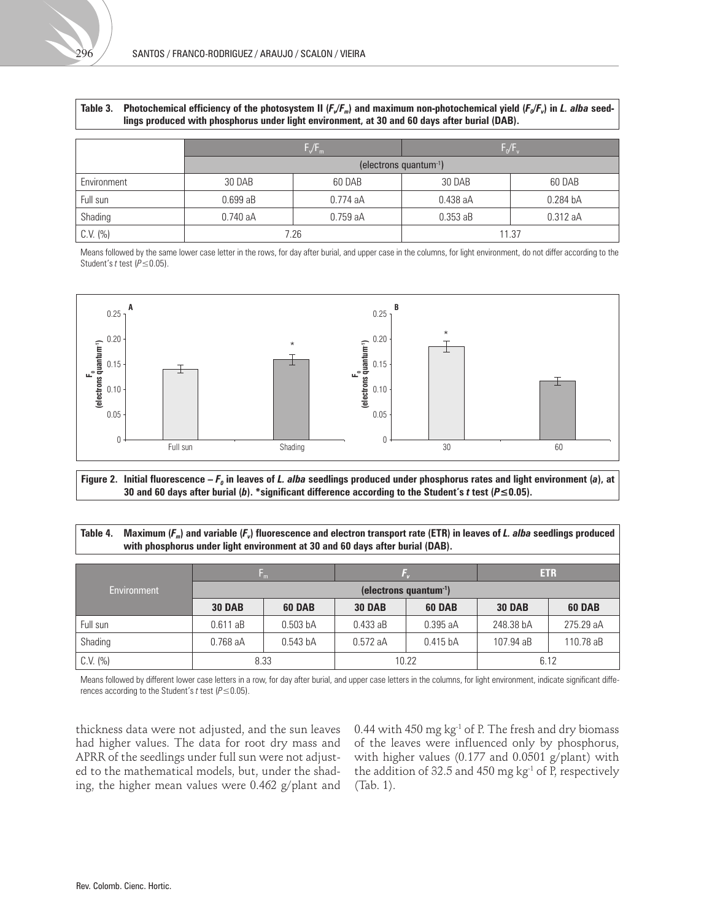**Table 3. Photochemical efficiency of the photosystem II ($F_v/F_m$) and maximum non-photochemical yield ($F_0/F_v$) in *L. alba* seedlings produced with phosphorus under light environment, at 30 and 60 days after burial (DAB).**

| | $F_v/F_m$ | | $F_0/F_v$ | |
|---|---|---|---|---|
| | (electrons quantum$^{-1}$) | | | |
| Environment | 30 DAB | 60 DAB | 30 DAB | 60 DAB |
| Full sun | 0.699 aB | 0.774 aA | 0.438 aA | 0.284 bA |
| Shading | 0.740 aA | 0.759 aA | 0.353 aB | 0.312 aA |
| C.V. (%) | 7.26 | | 11.37 | |

Means followed by the same lower case letter in the rows, for day after burial, and upper case in the columns, for light environment, do not differ according to the Student's *t* test ($P \leq 0.05$).

**Figure 2. Initial fluorescence – $F_0$ in leaves of *L. alba* seedlings produced under phosphorus rates and light environment (*a*), at 30 and 60 days after burial (*b*). *significant difference according to the Student's *t* test ($P \leq 0.05$).**

**Table 4. Maximum ($F_m$) and variable ($F_v$) fluorescence and electron transport rate (ETR) in leaves of *L. alba* seedlings produced with phosphorus under light environment at 30 and 60 days after burial (DAB).**

| Environment | $F_m$ | | $F_v$ | | ETR | |
|---|---|---|---|---|---|---|
| | (electrons quantum$^{-1}$) | | | | | |
| | **30 DAB** | **60 DAB** | **30 DAB** | **60 DAB** | **30 DAB** | **60 DAB** |
| Full sun | 0.611 aB | 0.503 bA | 0.433 aB | 0.395 aA | 248.38 bA | 275.29 aA |
| Shading | 0.768 aA | 0.543 bA | 0.572 aA | 0.415 bA | 107.94 aB | 110.78 aB |
| C.V. (%) | 8.33 | | 10.22 | | 6.12 | |

Means followed by different lower case letters in a row, for day after burial, and upper case letters in the columns, for light environment, indicate significant differences according to the Student's *t* test ($P \leq 0.05$).

thickness data were not adjusted, and the sun leaves had higher values. The data for root dry mass and APRR of the seedlings under full sun were not adjusted to the mathematical models, but, under the shading, the higher mean values were 0.462 g/plant and 0.44 with 450 mg kg$^{-1}$ of P. The fresh and dry biomass of the leaves were influenced only by phosphorus, with higher values (0.177 and 0.0501 g/plant) with the addition of 32.5 and 450 mg kg$^{-1}$ of P, respectively (Tab. 1).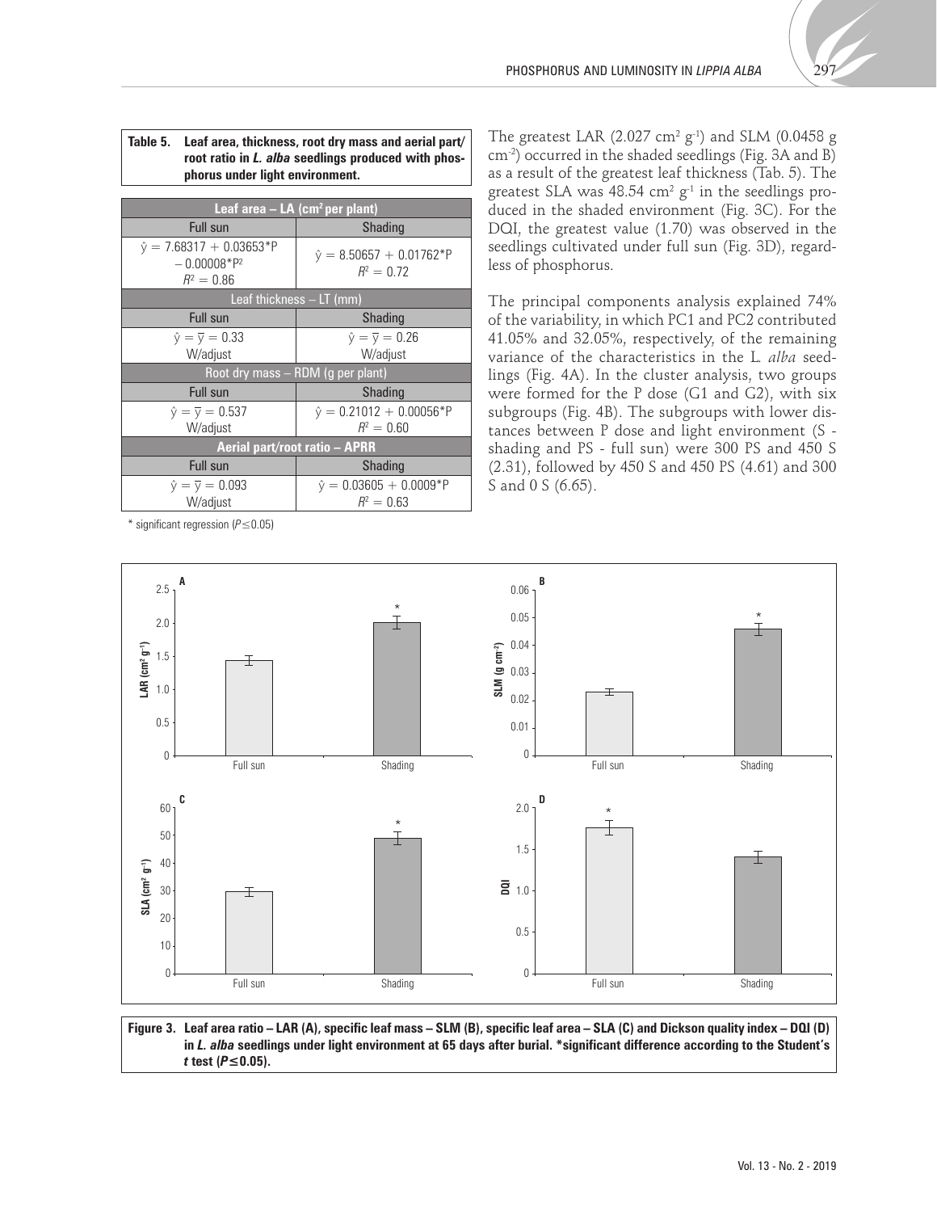**Table 5. Leaf area, thickness, root dry mass and aerial part/root ratio in *L. alba* seedlings produced with phosphorus under light environment.**

| Leaf area – LA ($cm^2$ per plant) | |
|---|---|
| Full sun | Shading |
| $\hat{y} = 7.68317 + 0.03653^{*}P - 0.00008^{*}P^2$ $R^2 = 0.86$ | $\hat{y} = 8.50657 + 0.01762^{*}P$ $R^2 = 0.72$ |
| **Leaf thickness – LT (mm)** | |
| Full sun | Shading |
| $\hat{y} = \overline{y} = 0.33$ W/adjust | $\hat{y} = \overline{y} = 0.26$ W/adjust |
| **Root dry mass – RDM (g per plant)** | |
| Full sun | Shading |
| $\hat{y} = \overline{y} = 0.537$ W/adjust | $\hat{y} = 0.21012 + 0.00056^{*}P$ $R^2 = 0.60$ |
| **Aerial part/root ratio – APRR** | |
| Full sun | Shading |
| $\hat{y} = \overline{y} = 0.093$ W/adjust | $\hat{y} = 0.03605 + 0.0009^{*}P$ $R^2 = 0.63$ |

\* significant regression ($P \leq 0.05$)

The greatest LAR (2.027 $cm^2\ g^{-1}$) and SLM (0.0458 g $cm^{-2}$) occurred in the shaded seedlings (Fig. 3A and B) as a result of the greatest leaf thickness (Tab. 5). The greatest SLA was 48.54 $cm^2\ g^{-1}$ in the seedlings produced in the shaded environment (Fig. 3C). For the DQI, the greatest value (1.70) was observed in the seedlings cultivated under full sun (Fig. 3D), regardless of phosphorus.

The principal components analysis explained 74% of the variability, in which PC1 and PC2 contributed 41.05% and 32.05%, respectively, of the remaining variance of the characteristics in the *L. alba* seedlings (Fig. 4A). In the cluster analysis, two groups were formed for the P dose (G1 and G2), with six subgroups (Fig. 4B). The subgroups with lower distances between P dose and light environment (S - shading and PS - full sun) were 300 PS and 450 S (2.31), followed by 450 S and 450 PS (4.61) and 300 S and 0 S (6.65).

**Figure 3. Leaf area ratio – LAR (A), specific leaf mass – SLM (B), specific leaf area – SLA (C) and Dickson quality index – DQI (D) in *L. alba* seedlings under light environment at 65 days after burial. \*significant difference according to the Student's *t* test ($P \leq 0.05$).**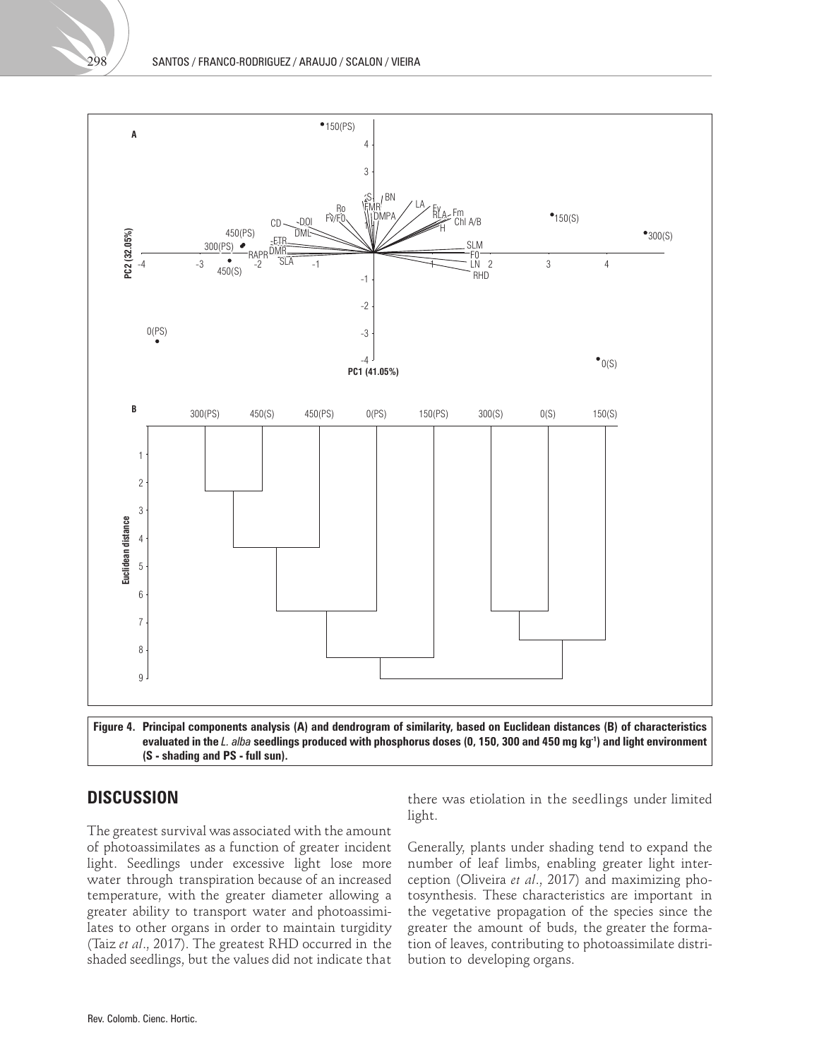**Figure 4. Principal components analysis (A) and dendrogram of similarity, based on Euclidean distances (B) of characteristics evaluated in the *L. alba* seedlings produced with phosphorus doses (0, 150, 300 and 450 mg kg$^{-1}$) and light environment (S - shading and PS - full sun).**

## DISCUSSION

The greatest survival was associated with the amount of photoassimilates as a function of greater incident light. Seedlings under excessive light lose more water through transpiration because of an increased temperature, with the greater diameter allowing a greater ability to transport water and photoassimilates to other organs in order to maintain turgidity (Taiz *et al*., 2017). The greatest RHD occurred in the shaded seedlings, but the values did not indicate that there was etiolation in the seedlings under limited light.

Generally, plants under shading tend to expand the number of leaf limbs, enabling greater light interception (Oliveira *et al*., 2017) and maximizing photosynthesis. These characteristics are important in the vegetative propagation of the species since the greater the amount of buds, the greater the formation of leaves, contributing to photoassimilate distribution to developing organs.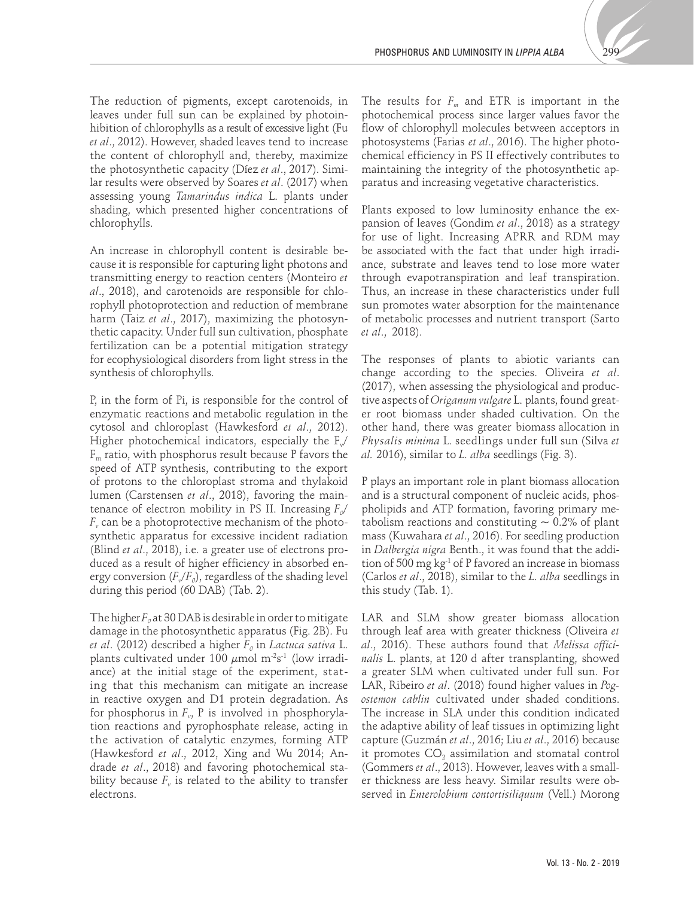The reduction of pigments, except carotenoids, in leaves under full sun can be explained by photoinhibition of chlorophylls as a result of excessive light (Fu *et al*., 2012). However, shaded leaves tend to increase the content of chlorophyll and, thereby, maximize the photosynthetic capacity (Díez *et al*., 2017). Similar results were observed by Soares *et al*. (2017) when assessing young *Tamarindus indica* L. plants under shading, which presented higher concentrations of chlorophylls.

An increase in chlorophyll content is desirable because it is responsible for capturing light photons and transmitting energy to reaction centers (Monteiro *et al*., 2018), and carotenoids are responsible for chlorophyll photoprotection and reduction of membrane harm (Taiz *et al*., 2017), maximizing the photosynthetic capacity. Under full sun cultivation, phosphate fertilization can be a potential mitigation strategy for ecophysiological disorders from light stress in the synthesis of chlorophylls.

P, in the form of Pi, is responsible for the control of enzymatic reactions and metabolic regulation in the cytosol and chloroplast (Hawkesford *et al*., 2012). Higher photochemical indicators, especially the $F_v/F_m$ ratio, with phosphorus result because P favors the speed of ATP synthesis, contributing to the export of protons to the chloroplast stroma and thylakoid lumen (Carstensen *et al*., 2018), favoring the maintenance of electron mobility in PS II. Increasing $F_0/F_v$ can be a photoprotective mechanism of the photosynthetic apparatus for excessive incident radiation (Blind *et al*., 2018), i.e. a greater use of electrons produced as a result of higher efficiency in absorbed energy conversion ($F_v/F_0$), regardless of the shading level during this period (60 DAB) (Tab. 2).

The higher $F_0$ at 30 DAB is desirable in order to mitigate damage in the photosynthetic apparatus (Fig. 2B). Fu *et al*. (2012) described a higher $F_0$ in *Lactuca sativa* L. plants cultivated under 100 $\mu$mol m$^{-2}$s$^{-1}$ (low irradiance) at the initial stage of the experiment, stating that this mechanism can mitigate an increase in reactive oxygen and D1 protein degradation. As for phosphorus in $F_v$, P is involved in phosphorylation reactions and pyrophosphate release, acting in the activation of catalytic enzymes, forming ATP (Hawkesford *et al*., 2012, Xing and Wu 2014; Andrade *et al*., 2018) and favoring photochemical stability because $F_v$ is related to the ability to transfer electrons.

The results for $F_m$ and ETR is important in the photochemical process since larger values favor the flow of chlorophyll molecules between acceptors in photosystems (Farias *et al*., 2016). The higher photochemical efficiency in PS II effectively contributes to maintaining the integrity of the photosynthetic apparatus and increasing vegetative characteristics.

Plants exposed to low luminosity enhance the expansion of leaves (Gondim *et al*., 2018) as a strategy for use of light. Increasing APRR and RDM may be associated with the fact that under high irradiance, substrate and leaves tend to lose more water through evapotranspiration and leaf transpiration. Thus, an increase in these characteristics under full sun promotes water absorption for the maintenance of metabolic processes and nutrient transport (Sarto *et al*., 2018).

The responses of plants to abiotic variants can change according to the species. Oliveira *et al*. (2017), when assessing the physiological and productive aspects of *Origanum vulgare* L. plants, found greater root biomass under shaded cultivation. On the other hand, there was greater biomass allocation in *Physalis minima* L. seedlings under full sun (Silva *et al.* 2016), similar to *L. alba* seedlings (Fig. 3).

P plays an important role in plant biomass allocation and is a structural component of nucleic acids, phospholipids and ATP formation, favoring primary metabolism reactions and constituting ~ 0.2% of plant mass (Kuwahara *et al*., 2016). For seedling production in *Dalbergia nigra* Benth., it was found that the addition of 500 mg kg$^{-1}$ of P favored an increase in biomass (Carlos *et al*., 2018), similar to the *L. alba* seedlings in this study (Tab. 1).

LAR and SLM show greater biomass allocation through leaf area with greater thickness (Oliveira *et al*., 2016). These authors found that *Melissa officinalis* L. plants, at 120 d after transplanting, showed a greater SLM when cultivated under full sun. For LAR, Ribeiro *et al*. (2018) found higher values in *Pogostemon cablin* cultivated under shaded conditions. The increase in SLA under this condition indicated the adaptive ability of leaf tissues in optimizing light capture (Guzmán *et al*., 2016; Liu *et al*., 2016) because it promotes $CO_2$ assimilation and stomatal control (Gommers *et al*., 2013). However, leaves with a smaller thickness are less heavy. Similar results were observed in *Enterolobium contortisiliquum* (Vell.) Morong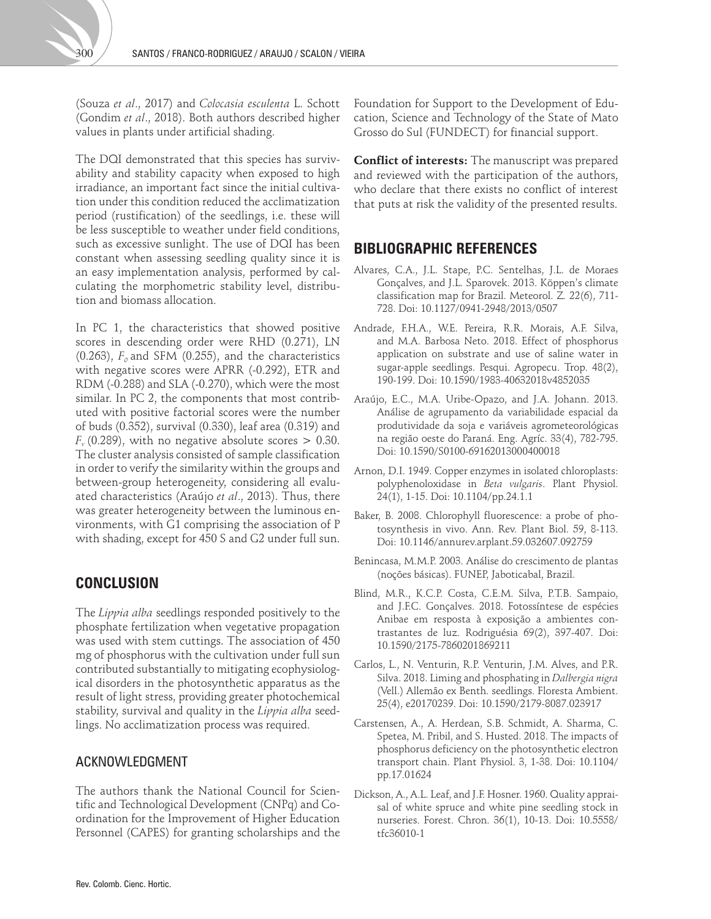(Souza *et al*., 2017) and *Colocasia esculenta* L. Schott (Gondim *et al*., 2018). Both authors described higher values in plants under artificial shading.

The DQI demonstrated that this species has survivability and stability capacity when exposed to high irradiance, an important fact since the initial cultivation under this condition reduced the acclimatization period (rustification) of the seedlings, i.e. these will be less susceptible to weather under field conditions, such as excessive sunlight. The use of DQI has been constant when assessing seedling quality since it is an easy implementation analysis, performed by calculating the morphometric stability level, distribution and biomass allocation.

In PC 1, the characteristics that showed positive scores in descending order were RHD (0.271), LN (0.263), $F_0$ and SFM (0.255), and the characteristics with negative scores were APRR (-0.292), ETR and RDM (-0.288) and SLA (-0.270), which were the most similar. In PC 2, the components that most contributed with positive factorial scores were the number of buds (0.352), survival (0.330), leaf area (0.319) and $F_v$ (0.289), with no negative absolute scores > 0.30. The cluster analysis consisted of sample classification in order to verify the similarity within the groups and between-group heterogeneity, considering all evaluated characteristics (Araújo *et al*., 2013). Thus, there was greater heterogeneity between the luminous environments, with G1 comprising the association of P with shading, except for 450 S and G2 under full sun.

## CONCLUSION

The *Lippia alba* seedlings responded positively to the phosphate fertilization when vegetative propagation was used with stem cuttings. The association of 450 mg of phosphorus with the cultivation under full sun contributed substantially to mitigating ecophysiological disorders in the photosynthetic apparatus as the result of light stress, providing greater photochemical stability, survival and quality in the *Lippia alba* seedlings. No acclimatization process was required.

## ACKNOWLEDGMENT

The authors thank the National Council for Scientific and Technological Development (CNPq) and Coordination for the Improvement of Higher Education Personnel (CAPES) for granting scholarships and the Foundation for Support to the Development of Education, Science and Technology of the State of Mato Grosso do Sul (FUNDECT) for financial support.

**Conflict of interests:** The manuscript was prepared and reviewed with the participation of the authors, who declare that there exists no conflict of interest that puts at risk the validity of the presented results.

## BIBLIOGRAPHIC REFERENCES

Alvares, C.A., J.L. Stape, P.C. Sentelhas, J.L. de Moraes Gonçalves, and J.L. Sparovek. 2013. Köppen's climate classification map for Brazil. Meteorol. Z. 22(6), 711-728. Doi: 10.1127/0941-2948/2013/0507

Andrade, F.H.A., W.E. Pereira, R.R. Morais, A.F. Silva, and M.A. Barbosa Neto. 2018. Effect of phosphorus application on substrate and use of saline water in sugar-apple seedlings. Pesqui. Agropecu. Trop. 48(2), 190-199. Doi: 10.1590/1983-40632018v4852035

Araújo, E.C., M.A. Uribe-Opazo, and J.A. Johann. 2013. Análise de agrupamento da variabilidade espacial da produtividade da soja e variáveis agrometeorológicas na região oeste do Paraná. Eng. Agríc. 33(4), 782-795. Doi: 10.1590/S0100-69162013000400018

Arnon, D.I. 1949. Copper enzymes in isolated chloroplasts: polyphenoloxidase in *Beta vulgaris*. Plant Physiol. 24(1), 1-15. Doi: 10.1104/pp.24.1.1

Baker, B. 2008. Chlorophyll fluorescence: a probe of photosynthesis in vivo. Ann. Rev. Plant Biol. 59, 8-113. Doi: 10.1146/annurev.arplant.59.032607.092759

Benincasa, M.M.P. 2003. Análise do crescimento de plantas (noções básicas). FUNEP, Jaboticabal, Brazil.

Blind, M.R., K.C.P. Costa, C.E.M. Silva, P.T.B. Sampaio, and J.F.C. Gonçalves. 2018. Fotossíntese de espécies Anibae em resposta à exposição a ambientes contrastantes de luz. Rodriguésia 69(2), 397-407. Doi: 10.1590/2175-7860201869211

Carlos, L., N. Venturin, R.P. Venturin, J.M. Alves, and P.R. Silva. 2018. Liming and phosphating in *Dalbergia nigra* (Vell.) Allemão ex Benth. seedlings. Floresta Ambient. 25(4), e20170239. Doi: 10.1590/2179-8087.023917

Carstensen, A., A. Herdean, S.B. Schmidt, A. Sharma, C. Spetea, M. Pribil, and S. Husted. 2018. The impacts of phosphorus deficiency on the photosynthetic electron transport chain. Plant Physiol. 3, 1-38. Doi: 10.1104/pp.17.01624

Dickson, A., A.L. Leaf, and J.F. Hosner. 1960. Quality appraisal of white spruce and white pine seedling stock in nurseries. Forest. Chron. 36(1), 10-13. Doi: 10.5558/tfc36010-1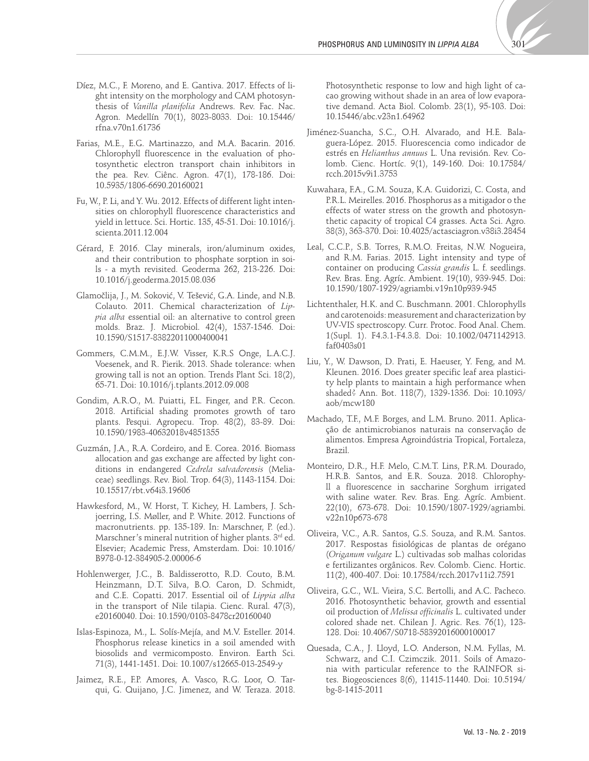Díez, M.C., F. Moreno, and E. Gantiva. 2017. Effects of light intensity on the morphology and CAM photosynthesis of *Vanilla planifolia* Andrews. Rev. Fac. Nac. Agron. Medellín 70(1), 8023-8033. Doi: 10.15446/rfna.v70n1.61736

Farias, M.E., E.G. Martinazzo, and M.A. Bacarin. 2016. Chlorophyll fluorescence in the evaluation of photosynthetic electron transport chain inhibitors in the pea. Rev. Ciênc. Agron. 47(1), 178-186. Doi: 10.5935/1806-6690.20160021

Fu, W., P. Li, and Y. Wu. 2012. Effects of different light intensities on chlorophyll fluorescence characteristics and yield in lettuce. Sci. Hortic. 135, 45-51. Doi: 10.1016/j.scienta.2011.12.004

Gérard, F. 2016. Clay minerals, iron/aluminum oxides, and their contribution to phosphate sorption in soils - a myth revisited. Geoderma 262, 213-226. Doi: 10.1016/j.geoderma.2015.08.036

Glamočlija, J., M. Soković, V. Tešević, G.A. Linde, and N.B. Colauto. 2011. Chemical characterization of *Lippia alba* essential oil: an alternative to control green molds. Braz. J. Microbiol. 42(4), 1537-1546. Doi: 10.1590/S1517-83822011000400041

Gommers, C.M.M., E.J.W. Visser, K.R.S Onge, L.A.C.J. Voesenek, and R. Pierik. 2013. Shade tolerance: when growing tall is not an option. Trends Plant Sci. 18(2), 65-71. Doi: 10.1016/j.tplants.2012.09.008

Gondim, A.R.O., M. Puiatti, F.L. Finger, and P.R. Cecon. 2018. Artificial shading promotes growth of taro plants. Pesqui. Agropecu. Trop. 48(2), 83-89. Doi: 10.1590/1983-40632018v4851355

Guzmán, J.A., R.A. Cordeiro, and E. Corea. 2016. Biomass allocation and gas exchange are affected by light conditions in endangered *Cedrela salvadorensis* (Meliaceae) seedlings. Rev. Biol. Trop. 64(3), 1143-1154. Doi: 10.15517/rbt.v64i3.19606

Hawkesford, M., W. Horst, T. Kichey, H. Lambers, J. Schjoerring, I.S. Møller, and P. White. 2012. Functions of macronutrients. pp. 135-189. In: Marschner, P. (ed.). Marschner's mineral nutrition of higher plants. 3rd ed. Elsevier; Academic Press, Amsterdam. Doi: 10.1016/B978-0-12-384905-2.00006-6

Hohlenwerger, J.C., B. Baldisserotto, R.D. Couto, B.M. Heinzmann, D.T. Silva, B.O. Caron, D. Schmidt, and C.E. Copatti. 2017. Essential oil of *Lippia alba* in the transport of Nile tilapia. Cienc. Rural. 47(3), e20160040. Doi: 10.1590/0103-8478cr20160040

Islas-Espinoza, M., L. Solís-Mejía, and M.V. Esteller. 2014. Phosphorus release kinetics in a soil amended with biosolids and vermicomposto. Environ. Earth Sci. 71(3), 1441-1451. Doi: 10.1007/s12665-013-2549-y

Jaimez, R.E., F.P. Amores, A. Vasco, R.G. Loor, O. Tarqui, G. Quijano, J.C. Jimenez, and W. Teraza. 2018. Photosynthetic response to low and high light of cacao growing without shade in an area of low evaporative demand. Acta Biol. Colomb. 23(1), 95-103. Doi: 10.15446/abc.v23n1.64962

Jiménez-Suancha, S.C., O.H. Alvarado, and H.E. Balaguera-López. 2015. Fluorescencia como indicador de estrés en *Helianthus annuus* L. Una revisión. Rev. Colomb. Cienc. Hortíc. 9(1), 149-160. Doi: 10.17584/rcch.2015v9i1.3753

Kuwahara, F.A., G.M. Souza, K.A. Guidorizi, C. Costa, and P.R.L. Meirelles. 2016. Phosphorus as a mitigador o the effects of water stress on the growth and photosynthetic capacity of tropical C4 grasses. Acta Sci. Agro. 38(3), 363-370. Doi: 10.4025/actasciagron.v38i3.28454

Leal, C.C.P., S.B. Torres, R.M.O. Freitas, N.W. Nogueira, and R.M. Farias. 2015. Light intensity and type of container on producing *Cassia grandis* L. f. seedlings. Rev. Bras. Eng. Agríc. Ambient. 19(10), 939-945. Doi: 10.1590/1807-1929/agriambi.v19n10p939-945

Lichtenthaler, H.K. and C. Buschmann. 2001. Chlorophylls and carotenoids: measurement and characterization by UV-VIS spectroscopy. Curr. Protoc. Food Anal. Chem. 1(Supl. 1). F4.3.1-F4.3.8. Doi: 10.1002/0471142913.faf0403s01

Liu, Y., W. Dawson, D. Prati, E. Haeuser, Y. Feng, and M. Kleunen. 2016. Does greater specific leaf area plasticity help plants to maintain a high performance when shaded? Ann. Bot. 118(7), 1329-1336. Doi: 10.1093/aob/mcw180

Machado, T.F., M.F. Borges, and L.M. Bruno. 2011. Aplicação de antimicrobianos naturais na conservação de alimentos. Empresa Agroindústria Tropical, Fortaleza, Brazil.

Monteiro, D.R., H.F. Melo, C.M.T. Lins, P.R.M. Dourado, H.R.B. Santos, and E.R. Souza. 2018. Chlorophyll a fluorescence in saccharine Sorghum irrigated with saline water. Rev. Bras. Eng. Agríc. Ambient. 22(10), 673-678. Doi: 10.1590/1807-1929/agriambi.v22n10p673-678

Oliveira, V.C., A.R. Santos, G.S. Souza, and R.M. Santos. 2017. Respostas fisiológicas de plantas de orégano (*Origanum vulgare* L.) cultivadas sob malhas coloridas e fertilizantes orgânicos. Rev. Colomb. Cienc. Hortic. 11(2), 400-407. Doi: 10.17584/rcch.2017v11i2.7591

Oliveira, G.C., W.L. Vieira, S.C. Bertolli, and A.C. Pacheco. 2016. Photosynthetic behavior, growth and essential oil production of *Melissa officinalis* L. cultivated under colored shade net. Chilean J. Agric. Res. 76(1), 123-128. Doi: 10.4067/S0718-58392016000100017

Quesada, C.A., J. Lloyd, L.O. Anderson, N.M. Fyllas, M. Schwarz, and C.I. Czimczik. 2011. Soils of Amazonia with particular reference to the RAINFOR sites. Biogeosciences 8(6), 11415-11440. Doi: 10.5194/bg-8-1415-2011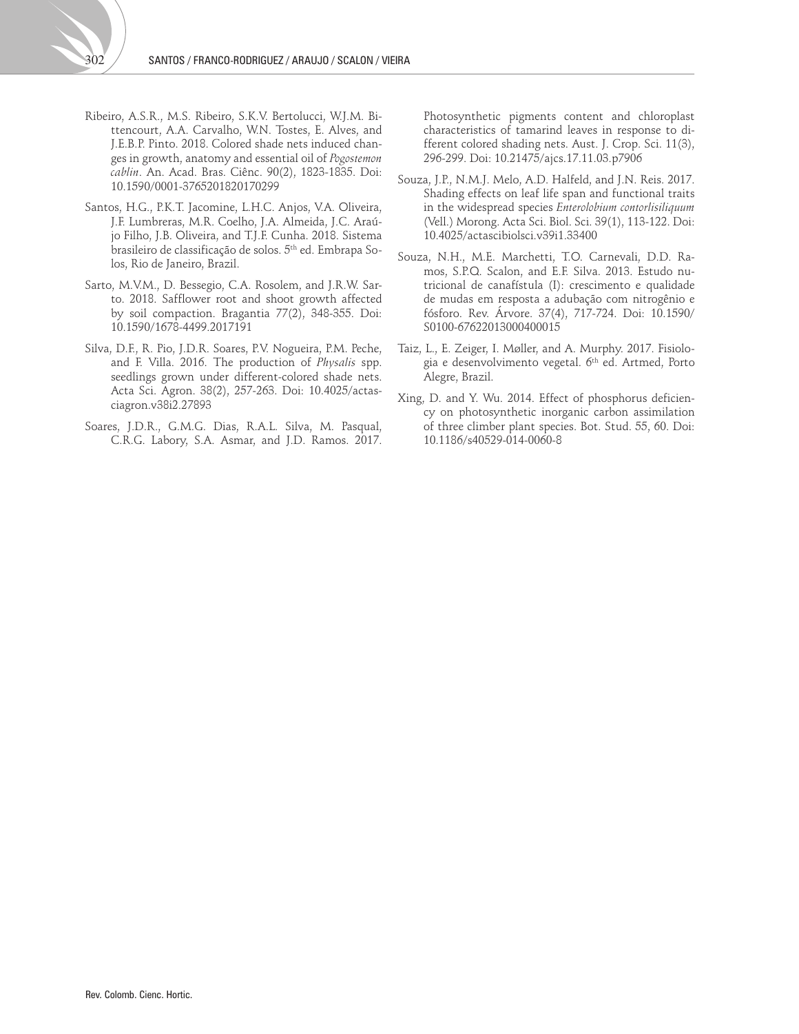Ribeiro, A.S.R., M.S. Ribeiro, S.K.V. Bertolucci, W.J.M. Bittencourt, A.A. Carvalho, W.N. Tostes, E. Alves, and J.E.B.P. Pinto. 2018. Colored shade nets induced changes in growth, anatomy and essential oil of *Pogostemon cablin*. An. Acad. Bras. Ciênc. 90(2), 1823-1835. Doi: 10.1590/0001-3765201820170299

Santos, H.G., P.K.T. Jacomine, L.H.C. Anjos, V.A. Oliveira, J.F. Lumbreras, M.R. Coelho, J.A. Almeida, J.C. Araújo Filho, J.B. Oliveira, and T.J.F. Cunha. 2018. Sistema brasileiro de classificação de solos. 5th ed. Embrapa Solos, Rio de Janeiro, Brazil.

Sarto, M.V.M., D. Bessegio, C.A. Rosolem, and J.R.W. Sarto. 2018. Safflower root and shoot growth affected by soil compaction. Bragantia 77(2), 348-355. Doi: 10.1590/1678-4499.2017191

Silva, D.F., R. Pio, J.D.R. Soares, P.V. Nogueira, P.M. Peche, and F. Villa. 2016. The production of *Physalis* spp. seedlings grown under different-colored shade nets. Acta Sci. Agron. 38(2), 257-263. Doi: 10.4025/actasciagron.v38i2.27893

Soares, J.D.R., G.M.G. Dias, R.A.L. Silva, M. Pasqual, C.R.G. Labory, S.A. Asmar, and J.D. Ramos. 2017. Photosynthetic pigments content and chloroplast characteristics of tamarind leaves in response to different colored shading nets. Aust. J. Crop. Sci. 11(3), 296-299. Doi: 10.21475/ajcs.17.11.03.p7906

Souza, J.P., N.M.J. Melo, A.D. Halfeld, and J.N. Reis. 2017. Shading effects on leaf life span and functional traits in the widespread species *Enterolobium contorlisiliquum* (Vell.) Morong. Acta Sci. Biol. Sci. 39(1), 113-122. Doi: 10.4025/actascibiolsci.v39i1.33400

Souza, N.H., M.E. Marchetti, T.O. Carnevali, D.D. Ramos, S.P.Q. Scalon, and E.F. Silva. 2013. Estudo nutricional de canafístula (I): crescimento e qualidade de mudas em resposta a adubação com nitrogênio e fósforo. Rev. Árvore. 37(4), 717-724. Doi: 10.1590/S0100-67622013000400015

Taiz, L., E. Zeiger, I. Møller, and A. Murphy. 2017. Fisiologia e desenvolvimento vegetal. 6th ed. Artmed, Porto Alegre, Brazil.

Xing, D. and Y. Wu. 2014. Effect of phosphorus deficiency on photosynthetic inorganic carbon assimilation of three climber plant species. Bot. Stud. 55, 60. Doi: 10.1186/s40529-014-0060-8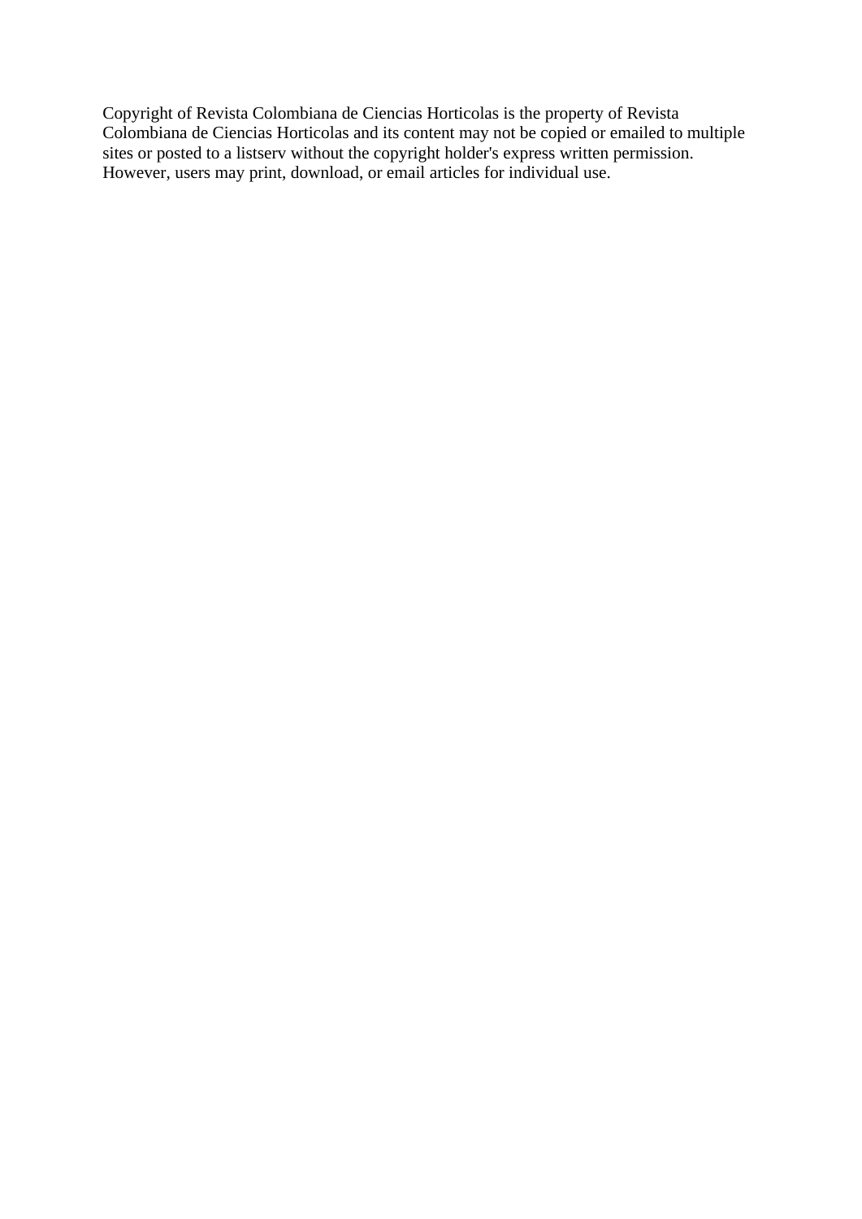Copyright of Revista Colombiana de Ciencias Horticolas is the property of Revista Colombiana de Ciencias Horticolas and its content may not be copied or emailed to multiple sites or posted to a listserv without the copyright holder's express written permission. However, users may print, download, or email articles for individual use.